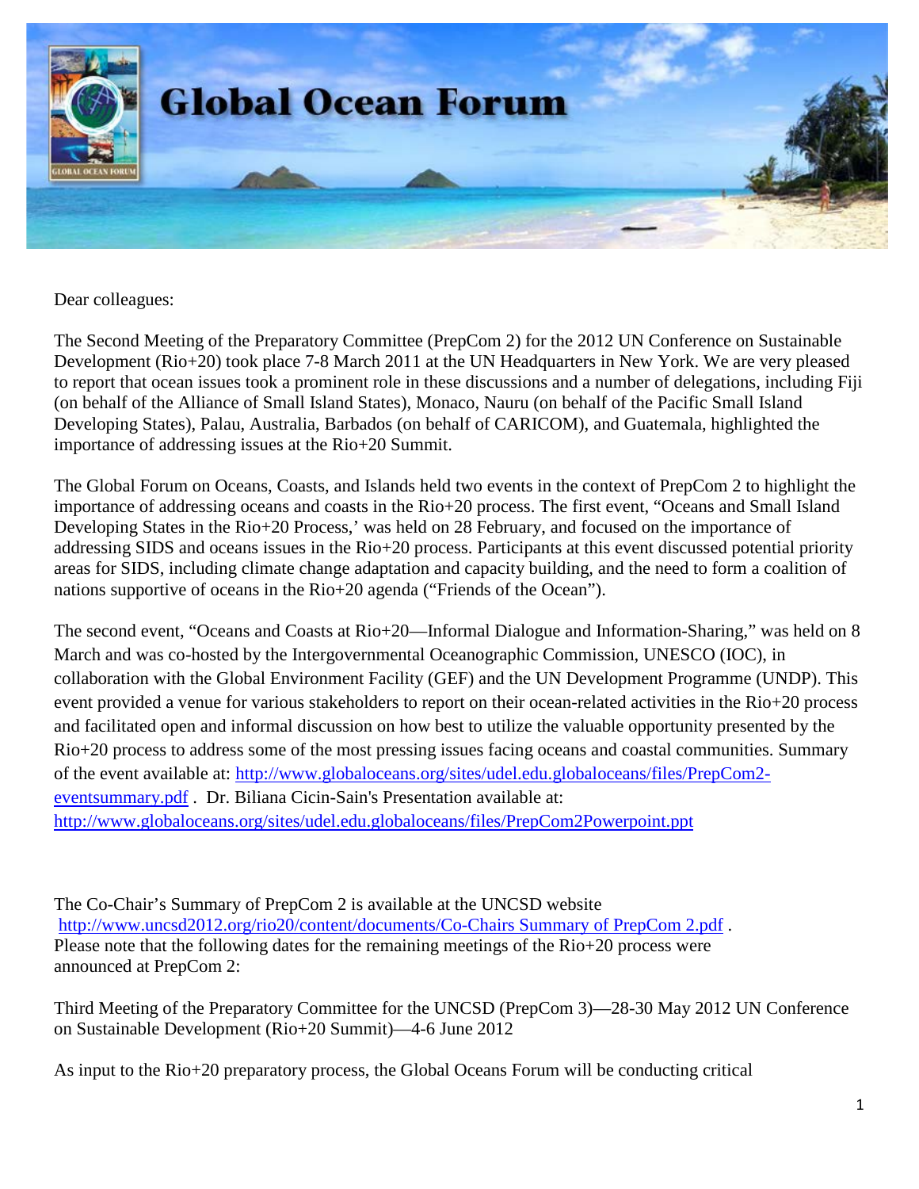# Global Ocean Forum

Dear colleagues:

The Second Meeting of the Preparatory Committee (PrepCom 2) for the 2012 UN Conference on Sustainable Development (Rio+20) took place 7-8 March 2011 at the UN Headquarters in New York. We are very pleased to report that ocean issues took a prominent role in these discussions and a number of delegations, including Fiji (on behalf of the Alliance of Small Island States), Monaco, Nauru (on behalf of the Pacific Small Island Developing States), Palau, Australia, Barbados (on behalf of CARICOM), and Guatemala, highlighted the importance of addressing issues at the Rio+20 Summit.

The Global Forum on Oceans, Coasts, and Islands held two events in the context of PrepCom 2 to highlight the importance of addressing oceans and coasts in the Rio+20 process. The first event, "Oceans and Small Island Developing States in the Rio+20 Process,' was held on 28 February, and focused on the importance of addressing SIDS and oceans issues in the Rio+20 process. Participants at this event discussed potential priority areas for SIDS, including climate change adaptation and capacity building, and the need to form a coalition of nations supportive of oceans in the Rio+20 agenda ("Friends of the Ocean").

The second event, "Oceans and Coasts at Rio+20—Informal Dialogue and Information-Sharing," was held on 8 March and was co-hosted by the Intergovernmental Oceanographic Commission, UNESCO (IOC), in collaboration with the Global Environment Facility (GEF) and the UN Development Programme (UNDP). This event provided a venue for various stakeholders to report on their ocean-related activities in the Rio+20 process and facilitated open and informal discussion on how best to utilize the valuable opportunity presented by the Rio+20 process to address some of the most pressing issues facing oceans and coastal communities. Summary of the event available at: http://www.globaloceans.org/sites/udel.edu.globaloceans/files/PrepCom2-eventsummary.pdf . Dr. Biliana Cicin-Sain's Presentation available at: http://www.globaloceans.org/sites/udel.edu.globaloceans/files/PrepCom2Powerpoint.ppt

The Co-Chair's Summary of PrepCom 2 is available at the UNCSD website http://www.uncsd2012.org/rio20/content/documents/Co-Chairs Summary of PrepCom 2.pdf .
Please note that the following dates for the remaining meetings of the Rio+20 process were announced at PrepCom 2:

Third Meeting of the Preparatory Committee for the UNCSD (PrepCom 3)—28-30 May 2012 UN Conference on Sustainable Development (Rio+20 Summit)—4-6 June 2012

As input to the Rio+20 preparatory process, the Global Oceans Forum will be conducting critical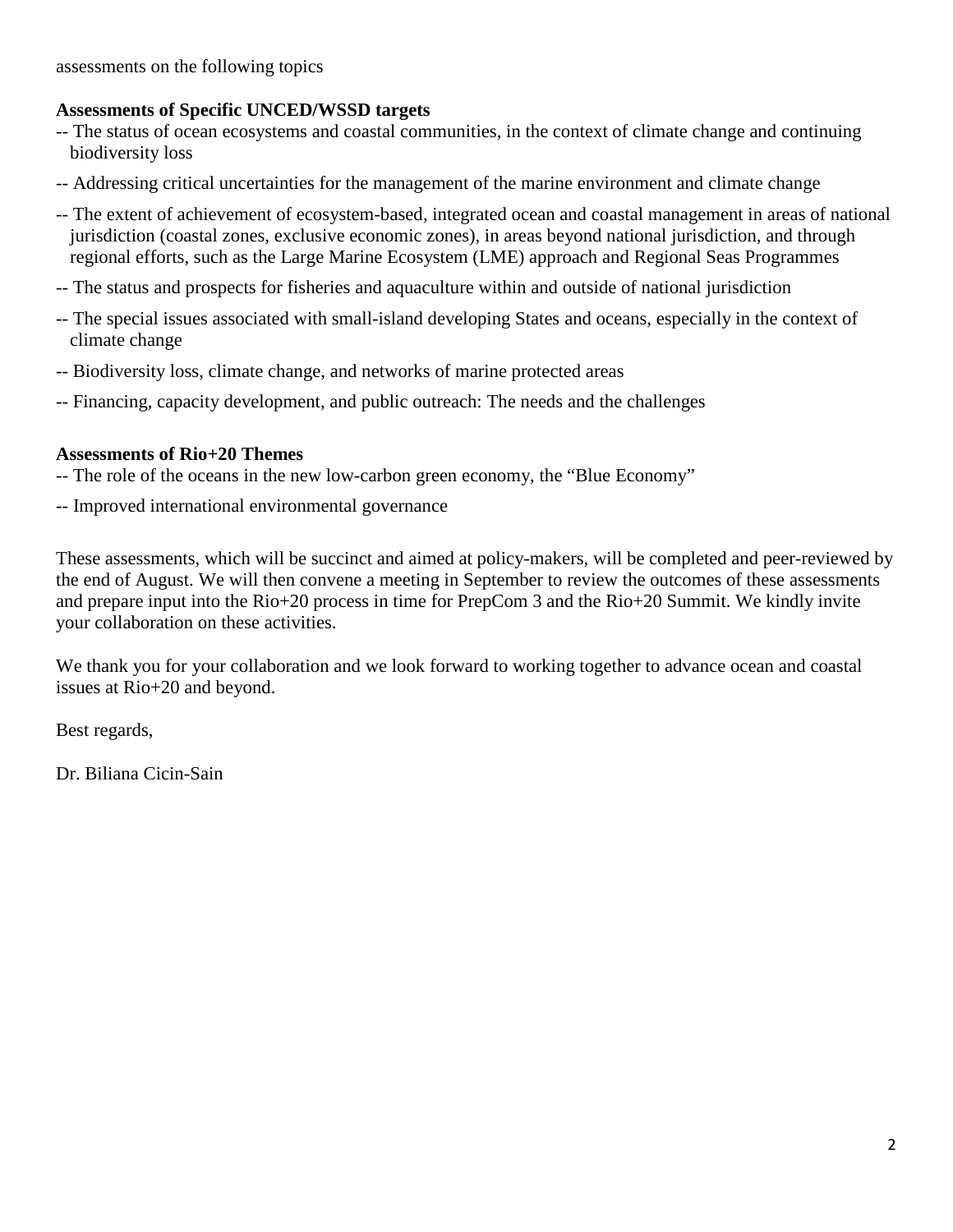assessments on the following topics

**Assessments of Specific UNCED/WSSD targets**

-- The status of ocean ecosystems and coastal communities, in the context of climate change and continuing biodiversity loss

-- Addressing critical uncertainties for the management of the marine environment and climate change

-- The extent of achievement of ecosystem-based, integrated ocean and coastal management in areas of national jurisdiction (coastal zones, exclusive economic zones), in areas beyond national jurisdiction, and through regional efforts, such as the Large Marine Ecosystem (LME) approach and Regional Seas Programmes

-- The status and prospects for fisheries and aquaculture within and outside of national jurisdiction

-- The special issues associated with small-island developing States and oceans, especially in the context of climate change

-- Biodiversity loss, climate change, and networks of marine protected areas

-- Financing, capacity development, and public outreach: The needs and the challenges

**Assessments of Rio+20 Themes**

-- The role of the oceans in the new low-carbon green economy, the "Blue Economy"

-- Improved international environmental governance

These assessments, which will be succinct and aimed at policy-makers, will be completed and peer-reviewed by the end of August. We will then convene a meeting in September to review the outcomes of these assessments and prepare input into the Rio+20 process in time for PrepCom 3 and the Rio+20 Summit. We kindly invite your collaboration on these activities.

We thank you for your collaboration and we look forward to working together to advance ocean and coastal issues at Rio+20 and beyond.

Best regards,

Dr. Biliana Cicin-Sain